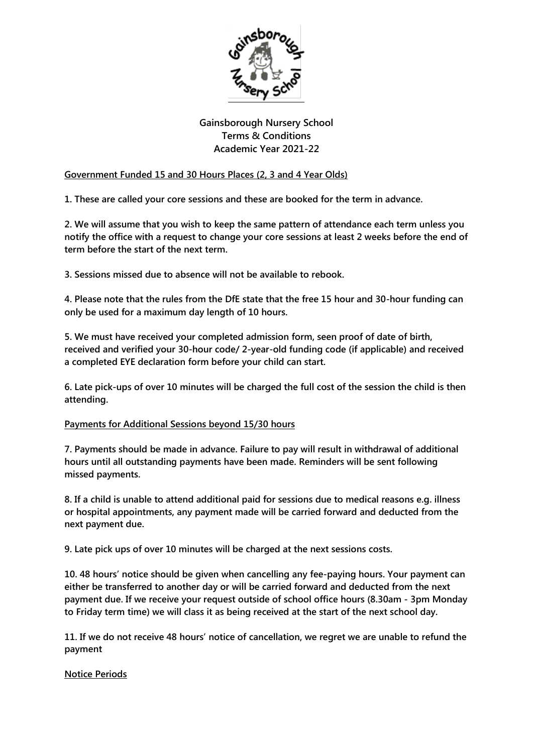# Gainsborough Nursery School
## Terms & Conditions
## Academic Year 2021-22

### Government Funded 15 and 30 Hours Places (2, 3 and 4 Year Olds)

**1. These are called your core sessions and these are booked for the term in advance.**

**2. We will assume that you wish to keep the same pattern of attendance each term unless you notify the office with a request to change your core sessions at least 2 weeks before the end of term before the start of the next term.**

**3. Sessions missed due to absence will not be available to rebook.**

**4. Please note that the rules from the DfE state that the free 15 hour and 30-hour funding can only be used for a maximum day length of 10 hours.**

**5. We must have received your completed admission form, seen proof of date of birth, received and verified your 30-hour code/ 2-year-old funding code (if applicable) and received a completed EYE declaration form before your child can start.**

**6. Late pick-ups of over 10 minutes will be charged the full cost of the session the child is then attending.**

### Payments for Additional Sessions beyond 15/30 hours

**7. Payments should be made in advance. Failure to pay will result in withdrawal of additional hours until all outstanding payments have been made. Reminders will be sent following missed payments.**

**8. If a child is unable to attend additional paid for sessions due to medical reasons e.g. illness or hospital appointments, any payment made will be carried forward and deducted from the next payment due.**

**9. Late pick ups of over 10 minutes will be charged at the next sessions costs.**

**10. 48 hours' notice should be given when cancelling any fee-paying hours. Your payment can either be transferred to another day or will be carried forward and deducted from the next payment due. If we receive your request outside of school office hours (8.30am - 3pm Monday to Friday term time) we will class it as being received at the start of the next school day.**

**11. If we do not receive 48 hours' notice of cancellation, we regret we are unable to refund the payment**

### Notice Periods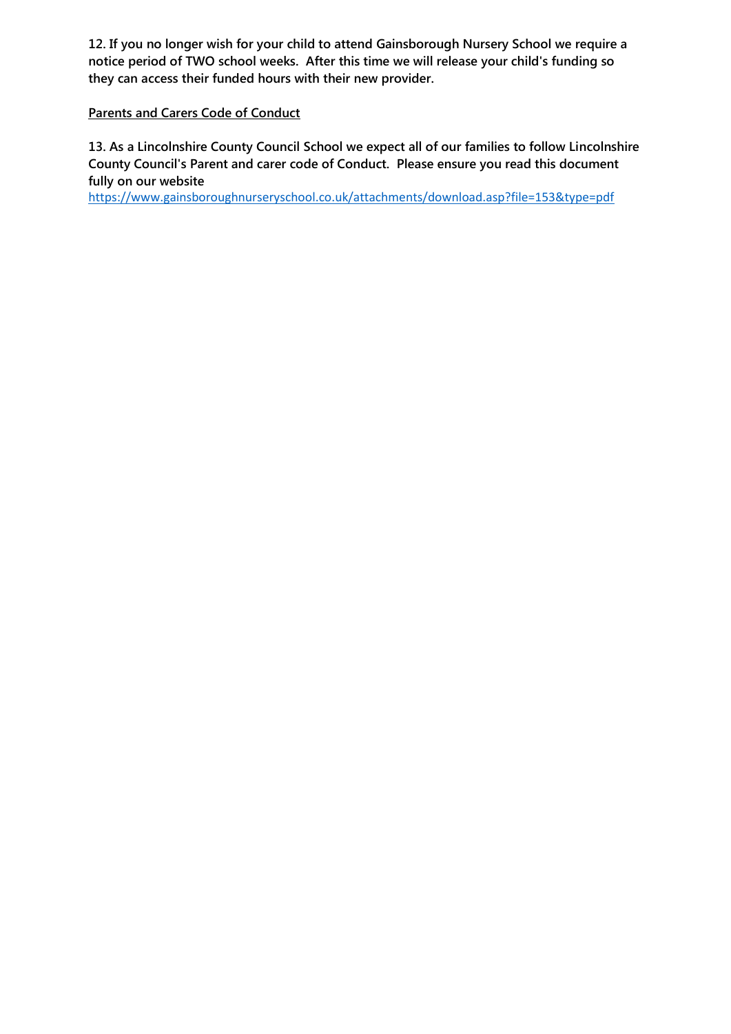**12. If you no longer wish for your child to attend Gainsborough Nursery School we require a notice period of TWO school weeks. After this time we will release your child's funding so they can access their funded hours with their new provider.**

**Parents and Carers Code of Conduct**

**13. As a Lincolnshire County Council School we expect all of our families to follow Lincolnshire County Council's Parent and carer code of Conduct. Please ensure you read this document fully on our website**
https://www.gainsboroughnurseryschool.co.uk/attachments/download.asp?file=153&type=pdf